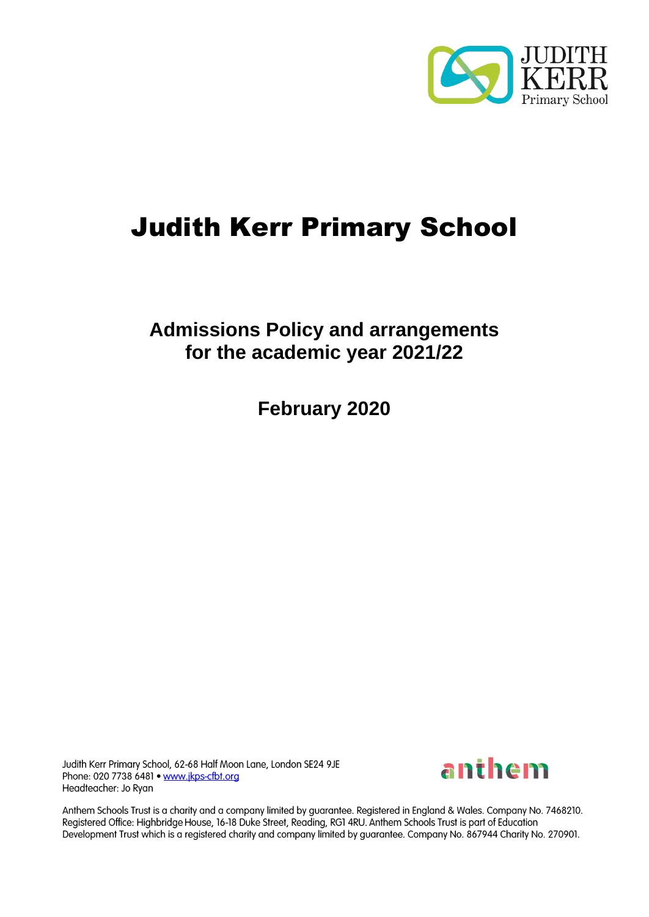# Judith Kerr Primary School

## Admissions Policy and arrangements for the academic year 2021/22

**February 2020**

Judith Kerr Primary School, 62-68 Half Moon Lane, London SE24 9JE
Phone: 020 7738 6481 • www.jkps-cfbt.org
Headteacher: Jo Ryan

Anthem Schools Trust is a charity and a company limited by guarantee. Registered in England & Wales. Company No. 7468210. Registered Office: Highbridge House, 16-18 Duke Street, Reading, RG1 4RU. Anthem Schools Trust is part of Education Development Trust which is a registered charity and company limited by guarantee. Company No. 867944 Charity No. 270901.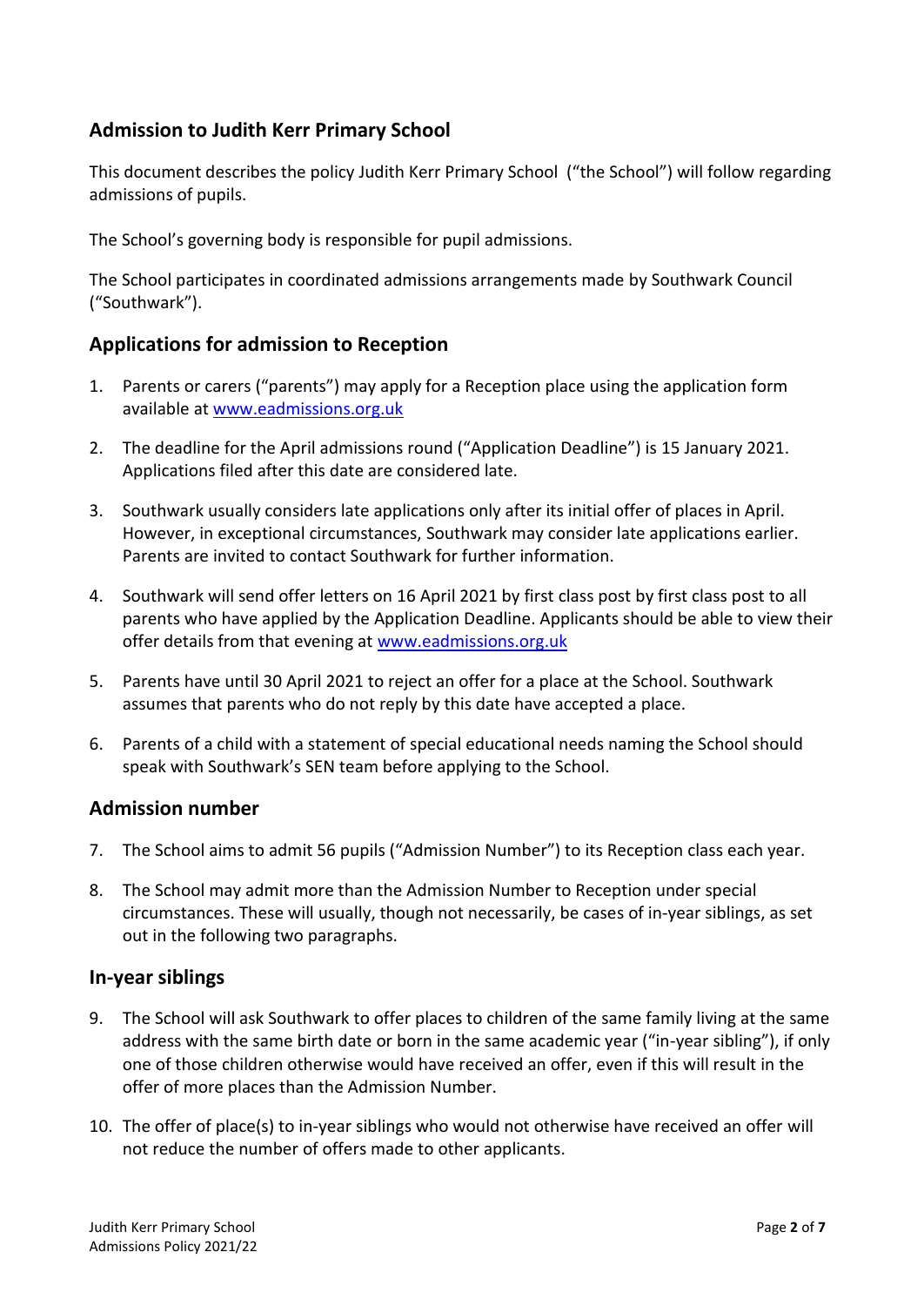## Admission to Judith Kerr Primary School

This document describes the policy Judith Kerr Primary School ("the School") will follow regarding admissions of pupils.

The School's governing body is responsible for pupil admissions.

The School participates in coordinated admissions arrangements made by Southwark Council ("Southwark").

## Applications for admission to Reception

1. Parents or carers ("parents") may apply for a Reception place using the application form available at www.eadmissions.org.uk

2. The deadline for the April admissions round ("Application Deadline") is 15 January 2021. Applications filed after this date are considered late.

3. Southwark usually considers late applications only after its initial offer of places in April. However, in exceptional circumstances, Southwark may consider late applications earlier. Parents are invited to contact Southwark for further information.

4. Southwark will send offer letters on 16 April 2021 by first class post by first class post to all parents who have applied by the Application Deadline. Applicants should be able to view their offer details from that evening at www.eadmissions.org.uk

5. Parents have until 30 April 2021 to reject an offer for a place at the School. Southwark assumes that parents who do not reply by this date have accepted a place.

6. Parents of a child with a statement of special educational needs naming the School should speak with Southwark's SEN team before applying to the School.

## Admission number

7. The School aims to admit 56 pupils ("Admission Number") to its Reception class each year.

8. The School may admit more than the Admission Number to Reception under special circumstances. These will usually, though not necessarily, be cases of in-year siblings, as set out in the following two paragraphs.

## In-year siblings

9. The School will ask Southwark to offer places to children of the same family living at the same address with the same birth date or born in the same academic year ("in-year sibling"), if only one of those children otherwise would have received an offer, even if this will result in the offer of more places than the Admission Number.

10. The offer of place(s) to in-year siblings who would not otherwise have received an offer will not reduce the number of offers made to other applicants.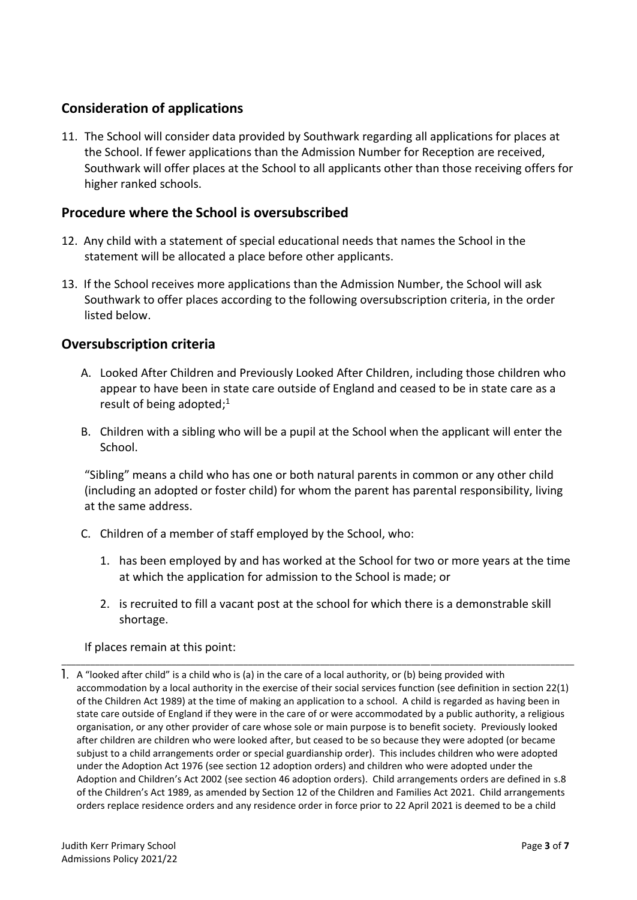## Consideration of applications

11. The School will consider data provided by Southwark regarding all applications for places at the School. If fewer applications than the Admission Number for Reception are received, Southwark will offer places at the School to all applicants other than those receiving offers for higher ranked schools.

## Procedure where the School is oversubscribed

12. Any child with a statement of special educational needs that names the School in the statement will be allocated a place before other applicants.

13. If the School receives more applications than the Admission Number, the School will ask Southwark to offer places according to the following oversubscription criteria, in the order listed below.

## Oversubscription criteria

A. Looked After Children and Previously Looked After Children, including those children who appear to have been in state care outside of England and ceased to be in state care as a result of being adopted;[1]

B. Children with a sibling who will be a pupil at the School when the applicant will enter the School.

"Sibling" means a child who has one or both natural parents in common or any other child (including an adopted or foster child) for whom the parent has parental responsibility, living at the same address.

C. Children of a member of staff employed by the School, who:

   1. has been employed by and has worked at the School for two or more years at the time at which the application for admission to the School is made; or

   2. is recruited to fill a vacant post at the school for which there is a demonstrable skill shortage.

If places remain at this point:

---

1. A "looked after child" is a child who is (a) in the care of a local authority, or (b) being provided with accommodation by a local authority in the exercise of their social services function (see definition in section 22(1) of the Children Act 1989) at the time of making an application to a school. A child is regarded as having been in state care outside of England if they were in the care of or were accommodated by a public authority, a religious organisation, or any other provider of care whose sole or main purpose is to benefit society. Previously looked after children are children who were looked after, but ceased to be so because they were adopted (or became subjust to a child arrangements order or special guardianship order). This includes children who were adopted under the Adoption Act 1976 (see section 12 adoption orders) and children who were adopted under the Adoption and Children's Act 2002 (see section 46 adoption orders). Child arrangements orders are defined in s.8 of the Children's Act 1989, as amended by Section 12 of the Children and Families Act 2021. Child arrangements orders replace residence orders and any residence order in force prior to 22 April 2021 is deemed to be a child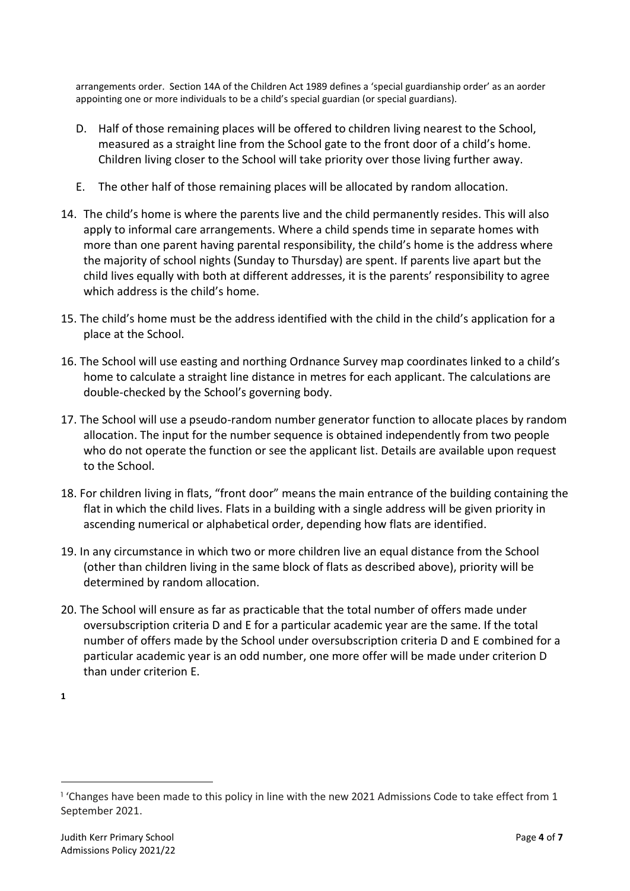arrangements order. Section 14A of the Children Act 1989 defines a 'special guardianship order' as an aorder appointing one or more individuals to be a child's special guardian (or special guardians).

D. Half of those remaining places will be offered to children living nearest to the School, measured as a straight line from the School gate to the front door of a child's home. Children living closer to the School will take priority over those living further away.

E. The other half of those remaining places will be allocated by random allocation.

14. The child's home is where the parents live and the child permanently resides. This will also apply to informal care arrangements. Where a child spends time in separate homes with more than one parent having parental responsibility, the child's home is the address where the majority of school nights (Sunday to Thursday) are spent. If parents live apart but the child lives equally with both at different addresses, it is the parents' responsibility to agree which address is the child's home.

15. The child's home must be the address identified with the child in the child's application for a place at the School.

16. The School will use easting and northing Ordnance Survey map coordinates linked to a child's home to calculate a straight line distance in metres for each applicant. The calculations are double-checked by the School's governing body.

17. The School will use a pseudo-random number generator function to allocate places by random allocation. The input for the number sequence is obtained independently from two people who do not operate the function or see the applicant list. Details are available upon request to the School.

18. For children living in flats, "front door" means the main entrance of the building containing the flat in which the child lives. Flats in a building with a single address will be given priority in ascending numerical or alphabetical order, depending how flats are identified.

19. In any circumstance in which two or more children live an equal distance from the School (other than children living in the same block of flats as described above), priority will be determined by random allocation.

20. The School will ensure as far as practicable that the total number of offers made under oversubscription criteria D and E for a particular academic year are the same. If the total number of offers made by the School under oversubscription criteria D and E combined for a particular academic year is an odd number, one more offer will be made under criterion D than under criterion E.

[1]

---

[1] 'Changes have been made to this policy in line with the new 2021 Admissions Code to take effect from 1 September 2021.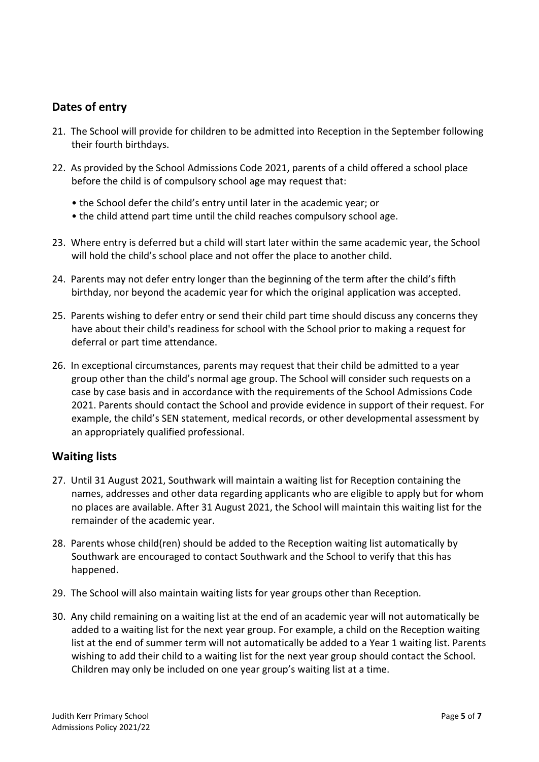## Dates of entry

21. The School will provide for children to be admitted into Reception in the September following their fourth birthdays.

22. As provided by the School Admissions Code 2021, parents of a child offered a school place before the child is of compulsory school age may request that:

    • the School defer the child's entry until later in the academic year; or
    • the child attend part time until the child reaches compulsory school age.

23. Where entry is deferred but a child will start later within the same academic year, the School will hold the child's school place and not offer the place to another child.

24. Parents may not defer entry longer than the beginning of the term after the child's fifth birthday, nor beyond the academic year for which the original application was accepted.

25. Parents wishing to defer entry or send their child part time should discuss any concerns they have about their child's readiness for school with the School prior to making a request for deferral or part time attendance.

26. In exceptional circumstances, parents may request that their child be admitted to a year group other than the child's normal age group. The School will consider such requests on a case by case basis and in accordance with the requirements of the School Admissions Code 2021. Parents should contact the School and provide evidence in support of their request. For example, the child's SEN statement, medical records, or other developmental assessment by an appropriately qualified professional.

## Waiting lists

27. Until 31 August 2021, Southwark will maintain a waiting list for Reception containing the names, addresses and other data regarding applicants who are eligible to apply but for whom no places are available. After 31 August 2021, the School will maintain this waiting list for the remainder of the academic year.

28. Parents whose child(ren) should be added to the Reception waiting list automatically by Southwark are encouraged to contact Southwark and the School to verify that this has happened.

29. The School will also maintain waiting lists for year groups other than Reception.

30. Any child remaining on a waiting list at the end of an academic year will not automatically be added to a waiting list for the next year group. For example, a child on the Reception waiting list at the end of summer term will not automatically be added to a Year 1 waiting list. Parents wishing to add their child to a waiting list for the next year group should contact the School. Children may only be included on one year group's waiting list at a time.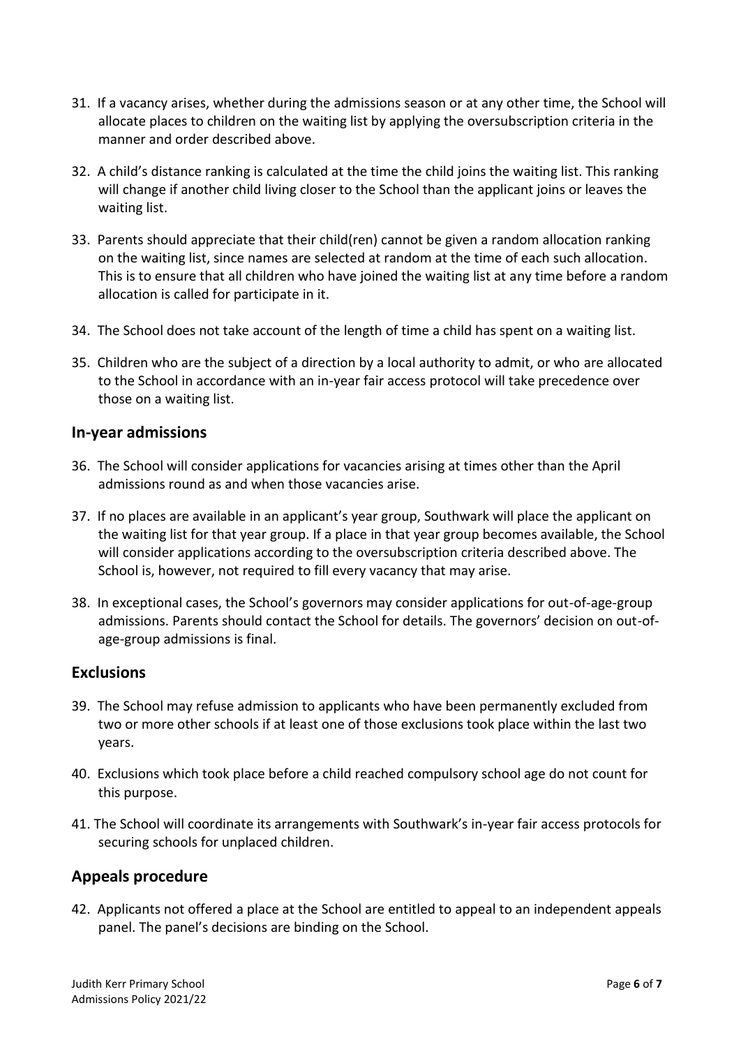31. If a vacancy arises, whether during the admissions season or at any other time, the School will allocate places to children on the waiting list by applying the oversubscription criteria in the manner and order described above.

32. A child's distance ranking is calculated at the time the child joins the waiting list. This ranking will change if another child living closer to the School than the applicant joins or leaves the waiting list.

33. Parents should appreciate that their child(ren) cannot be given a random allocation ranking on the waiting list, since names are selected at random at the time of each such allocation. This is to ensure that all children who have joined the waiting list at any time before a random allocation is called for participate in it.

34. The School does not take account of the length of time a child has spent on a waiting list.

35. Children who are the subject of a direction by a local authority to admit, or who are allocated to the School in accordance with an in-year fair access protocol will take precedence over those on a waiting list.

## In-year admissions

36. The School will consider applications for vacancies arising at times other than the April admissions round as and when those vacancies arise.

37. If no places are available in an applicant's year group, Southwark will place the applicant on the waiting list for that year group. If a place in that year group becomes available, the School will consider applications according to the oversubscription criteria described above. The School is, however, not required to fill every vacancy that may arise.

38. In exceptional cases, the School's governors may consider applications for out-of-age-group admissions. Parents should contact the School for details. The governors' decision on out-of-age-group admissions is final.

## Exclusions

39. The School may refuse admission to applicants who have been permanently excluded from two or more other schools if at least one of those exclusions took place within the last two years.

40. Exclusions which took place before a child reached compulsory school age do not count for this purpose.

41. The School will coordinate its arrangements with Southwark's in-year fair access protocols for securing schools for unplaced children.

## Appeals procedure

42. Applicants not offered a place at the School are entitled to appeal to an independent appeals panel. The panel's decisions are binding on the School.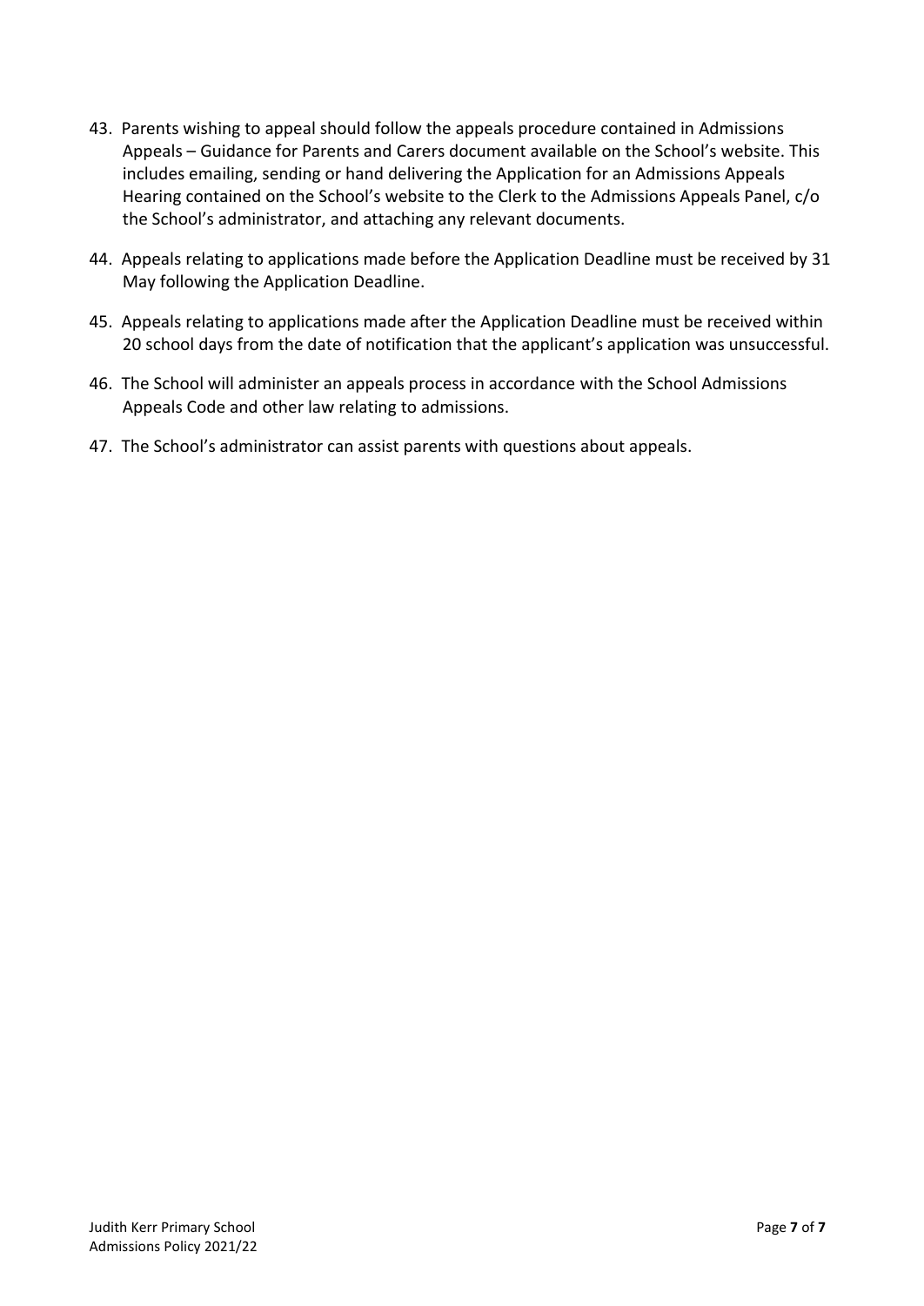43. Parents wishing to appeal should follow the appeals procedure contained in Admissions Appeals – Guidance for Parents and Carers document available on the School's website. This includes emailing, sending or hand delivering the Application for an Admissions Appeals Hearing contained on the School's website to the Clerk to the Admissions Appeals Panel, c/o the School's administrator, and attaching any relevant documents.

44. Appeals relating to applications made before the Application Deadline must be received by 31 May following the Application Deadline.

45. Appeals relating to applications made after the Application Deadline must be received within 20 school days from the date of notification that the applicant's application was unsuccessful.

46. The School will administer an appeals process in accordance with the School Admissions Appeals Code and other law relating to admissions.

47. The School's administrator can assist parents with questions about appeals.